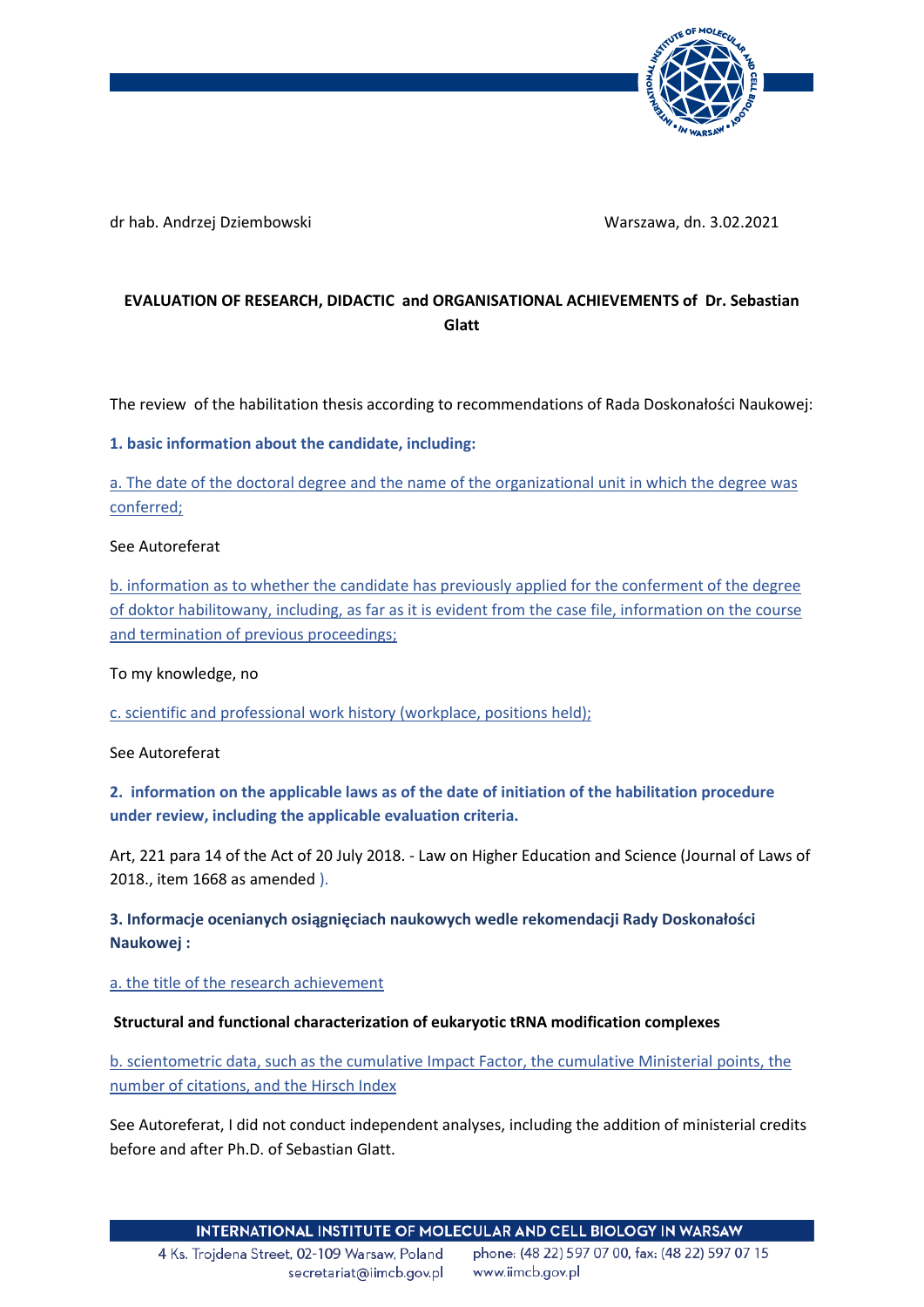dr hab. Andrzej Dziembowski

Warszawa, dn. 3.02.2021

**EVALUATION OF RESEARCH, DIDACTIC and ORGANISATIONAL ACHIEVEMENTS of Dr. Sebastian Glatt**

The review of the habilitation thesis according to recommendations of Rada Doskonałości Naukowej:

**1. basic information about the candidate, including:**

a. The date of the doctoral degree and the name of the organizational unit in which the degree was conferred;

See Autoreferat

b. information as to whether the candidate has previously applied for the conferment of the degree of doktor habilitowany, including, as far as it is evident from the case file, information on the course and termination of previous proceedings;

To my knowledge, no

c. scientific and professional work history (workplace, positions held);

See Autoreferat

**2. information on the applicable laws as of the date of initiation of the habilitation procedure under review, including the applicable evaluation criteria.**

Art, 221 para 14 of the Act of 20 July 2018. - Law on Higher Education and Science (Journal of Laws of 2018., item 1668 as amended ).

**3. Informacje ocenianych osiągnięciach naukowych wedle rekomendacji Rady Doskonałości Naukowej :**

a. the title of the research achievement

**Structural and functional characterization of eukaryotic tRNA modification complexes**

b. scientometric data, such as the cumulative Impact Factor, the cumulative Ministerial points, the number of citations, and the Hirsch Index

See Autoreferat, I did not conduct independent analyses, including the addition of ministerial credits before and after Ph.D. of Sebastian Glatt.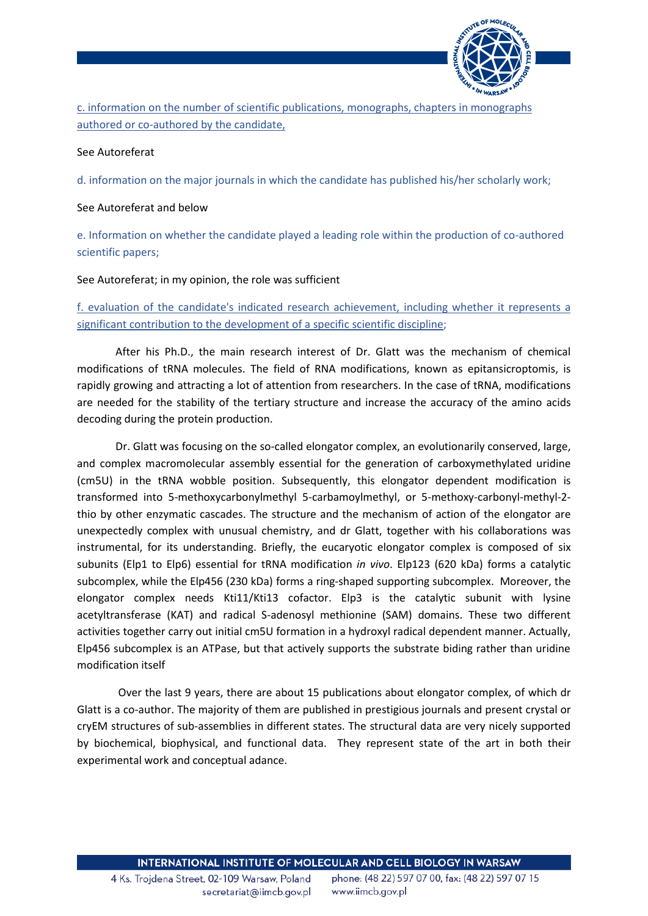c. information on the number of scientific publications, monographs, chapters in monographs authored or co-authored by the candidate,

See Autoreferat

d. information on the major journals in which the candidate has published his/her scholarly work;

See Autoreferat and below

e. Information on whether the candidate played a leading role within the production of co-authored scientific papers;

See Autoreferat; in my opinion, the role was sufficient

f. evaluation of the candidate's indicated research achievement, including whether it represents a significant contribution to the development of a specific scientific discipline;

After his Ph.D., the main research interest of Dr. Glatt was the mechanism of chemical modifications of tRNA molecules. The field of RNA modifications, known as epitansicroptomis, is rapidly growing and attracting a lot of attention from researchers. In the case of tRNA, modifications are needed for the stability of the tertiary structure and increase the accuracy of the amino acids decoding during the protein production.

Dr. Glatt was focusing on the so-called elongator complex, an evolutionarily conserved, large, and complex macromolecular assembly essential for the generation of carboxymethylated uridine (cm5U) in the tRNA wobble position. Subsequently, this elongator dependent modification is transformed into 5-methoxycarbonylmethyl 5-carbamoylmethyl, or 5-methoxy-carbonyl-methyl-2-thio by other enzymatic cascades. The structure and the mechanism of action of the elongator are unexpectedly complex with unusual chemistry, and dr Glatt, together with his collaborations was instrumental, for its understanding. Briefly, the eucaryotic elongator complex is composed of six subunits (Elp1 to Elp6) essential for tRNA modification *in vivo*. Elp123 (620 kDa) forms a catalytic subcomplex, while the Elp456 (230 kDa) forms a ring-shaped supporting subcomplex. Moreover, the elongator complex needs Kti11/Kti13 cofactor. Elp3 is the catalytic subunit with lysine acetyltransferase (KAT) and radical S-adenosyl methionine (SAM) domains. These two different activities together carry out initial cm5U formation in a hydroxyl radical dependent manner. Actually, Elp456 subcomplex is an ATPase, but that actively supports the substrate biding rather than uridine modification itself

Over the last 9 years, there are about 15 publications about elongator complex, of which dr Glatt is a co-author. The majority of them are published in prestigious journals and present crystal or cryEM structures of sub-assemblies in different states. The structural data are very nicely supported by biochemical, biophysical, and functional data. They represent state of the art in both their experimental work and conceptual adance.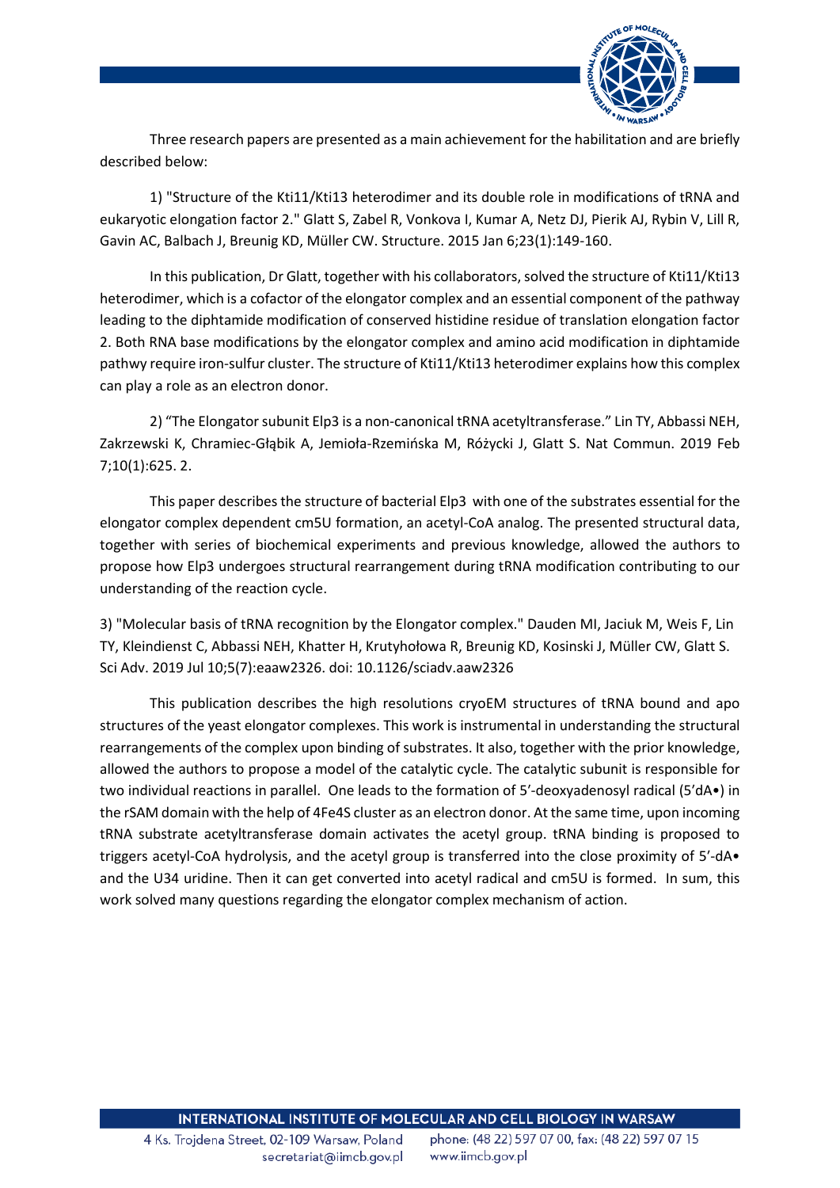Three research papers are presented as a main achievement for the habilitation and are briefly described below:

1) "Structure of the Kti11/Kti13 heterodimer and its double role in modifications of tRNA and eukaryotic elongation factor 2." Glatt S, Zabel R, Vonkova I, Kumar A, Netz DJ, Pierik AJ, Rybin V, Lill R, Gavin AC, Balbach J, Breunig KD, Müller CW. Structure. 2015 Jan 6;23(1):149-160.

In this publication, Dr Glatt, together with his collaborators, solved the structure of Kti11/Kti13 heterodimer, which is a cofactor of the elongator complex and an essential component of the pathway leading to the diphtamide modification of conserved histidine residue of translation elongation factor 2. Both RNA base modifications by the elongator complex and amino acid modification in diphtamide pathwy require iron-sulfur cluster. The structure of Kti11/Kti13 heterodimer explains how this complex can play a role as an electron donor.

2) "The Elongator subunit Elp3 is a non-canonical tRNA acetyltransferase." Lin TY, Abbassi NEH, Zakrzewski K, Chramiec-Głąbik A, Jemioła-Rzemińska M, Różycki J, Glatt S. Nat Commun. 2019 Feb 7;10(1):625. 2.

This paper describes the structure of bacterial Elp3 with one of the substrates essential for the elongator complex dependent cm5U formation, an acetyl-CoA analog. The presented structural data, together with series of biochemical experiments and previous knowledge, allowed the authors to propose how Elp3 undergoes structural rearrangement during tRNA modification contributing to our understanding of the reaction cycle.

3) "Molecular basis of tRNA recognition by the Elongator complex." Dauden MI, Jaciuk M, Weis F, Lin TY, Kleindienst C, Abbassi NEH, Khatter H, Krutyhołowa R, Breunig KD, Kosinski J, Müller CW, Glatt S. Sci Adv. 2019 Jul 10;5(7):eaaw2326. doi: 10.1126/sciadv.aaw2326

This publication describes the high resolutions cryoEM structures of tRNA bound and apo structures of the yeast elongator complexes. This work is instrumental in understanding the structural rearrangements of the complex upon binding of substrates. It also, together with the prior knowledge, allowed the authors to propose a model of the catalytic cycle. The catalytic subunit is responsible for two individual reactions in parallel. One leads to the formation of 5'-deoxyadenosyl radical (5'dA•) in the rSAM domain with the help of 4Fe4S cluster as an electron donor. At the same time, upon incoming tRNA substrate acetyltransferase domain activates the acetyl group. tRNA binding is proposed to triggers acetyl-CoA hydrolysis, and the acetyl group is transferred into the close proximity of 5'-dA• and the U34 uridine. Then it can get converted into acetyl radical and cm5U is formed. In sum, this work solved many questions regarding the elongator complex mechanism of action.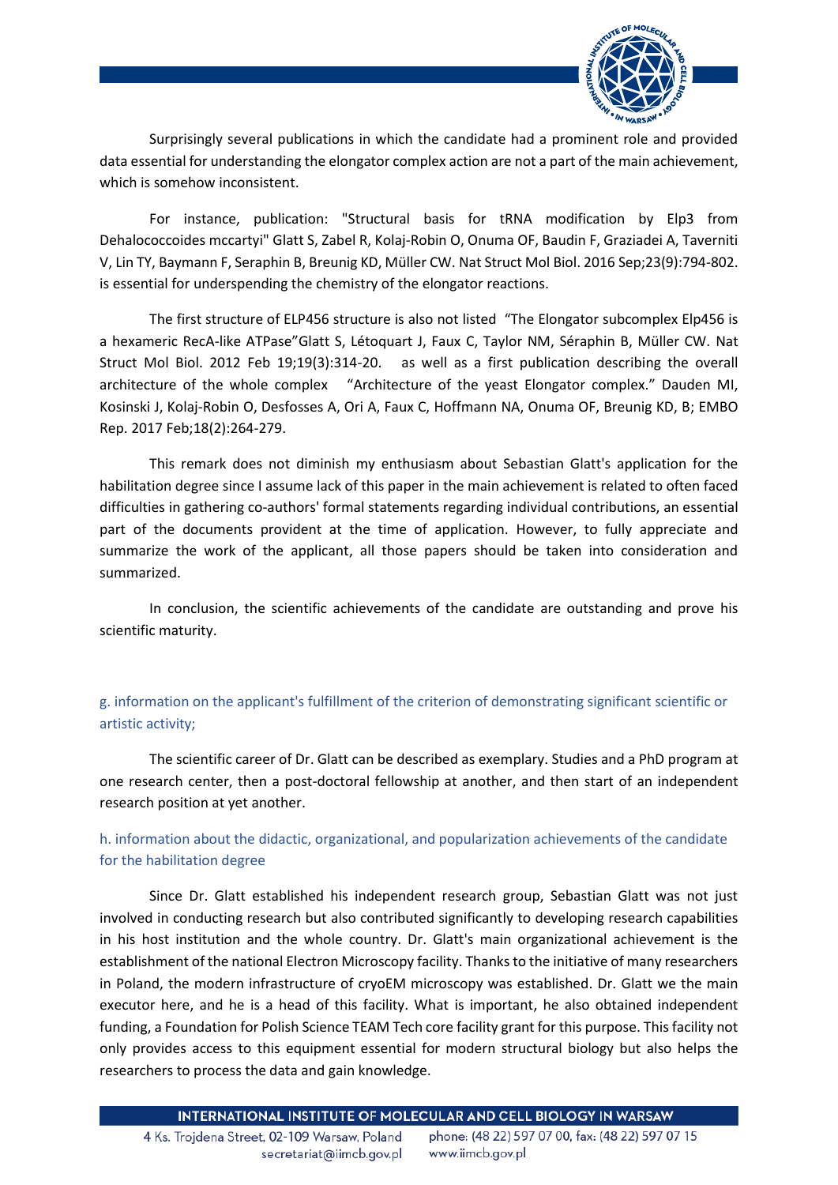Surprisingly several publications in which the candidate had a prominent role and provided data essential for understanding the elongator complex action are not a part of the main achievement, which is somehow inconsistent.

For instance, publication: "Structural basis for tRNA modification by Elp3 from Dehalococcoides mccartyi" Glatt S, Zabel R, Kolaj-Robin O, Onuma OF, Baudin F, Graziadei A, Taverniti V, Lin TY, Baymann F, Seraphin B, Breunig KD, Müller CW. Nat Struct Mol Biol. 2016 Sep;23(9):794-802. is essential for underspending the chemistry of the elongator reactions.

The first structure of ELP456 structure is also not listed "The Elongator subcomplex Elp456 is a hexameric RecA-like ATPase"Glatt S, Létoquart J, Faux C, Taylor NM, Séraphin B, Müller CW. Nat Struct Mol Biol. 2012 Feb 19;19(3):314-20. as well as a first publication describing the overall architecture of the whole complex "Architecture of the yeast Elongator complex." Dauden MI, Kosinski J, Kolaj-Robin O, Desfosses A, Ori A, Faux C, Hoffmann NA, Onuma OF, Breunig KD, B; EMBO Rep. 2017 Feb;18(2):264-279.

This remark does not diminish my enthusiasm about Sebastian Glatt's application for the habilitation degree since I assume lack of this paper in the main achievement is related to often faced difficulties in gathering co-authors' formal statements regarding individual contributions, an essential part of the documents provident at the time of application. However, to fully appreciate and summarize the work of the applicant, all those papers should be taken into consideration and summarized.

In conclusion, the scientific achievements of the candidate are outstanding and prove his scientific maturity.

## g. information on the applicant's fulfillment of the criterion of demonstrating significant scientific or artistic activity;

The scientific career of Dr. Glatt can be described as exemplary. Studies and a PhD program at one research center, then a post-doctoral fellowship at another, and then start of an independent research position at yet another.

## h. information about the didactic, organizational, and popularization achievements of the candidate for the habilitation degree

Since Dr. Glatt established his independent research group, Sebastian Glatt was not just involved in conducting research but also contributed significantly to developing research capabilities in his host institution and the whole country. Dr. Glatt's main organizational achievement is the establishment of the national Electron Microscopy facility. Thanks to the initiative of many researchers in Poland, the modern infrastructure of cryoEM microscopy was established. Dr. Glatt we the main executor here, and he is a head of this facility. What is important, he also obtained independent funding, a Foundation for Polish Science TEAM Tech core facility grant for this purpose. This facility not only provides access to this equipment essential for modern structural biology but also helps the researchers to process the data and gain knowledge.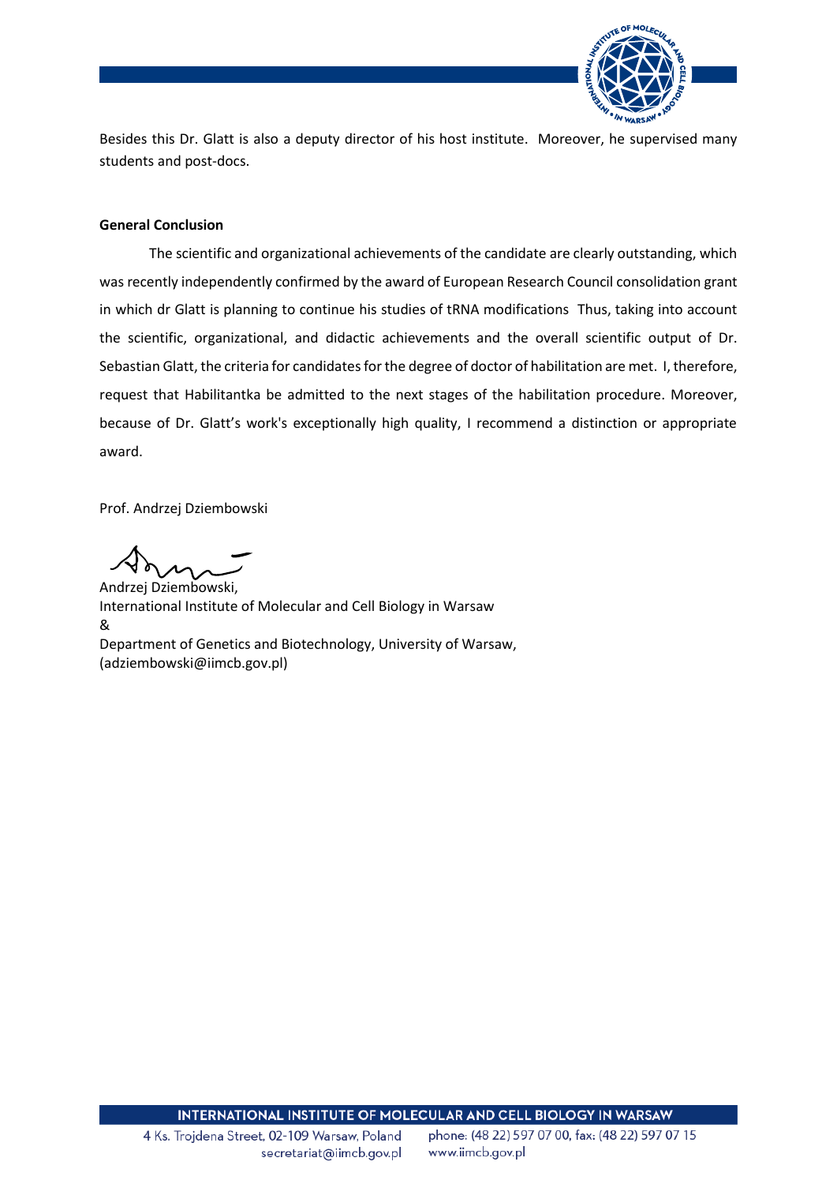Besides this Dr. Glatt is also a deputy director of his host institute. Moreover, he supervised many students and post-docs.

**General Conclusion**

The scientific and organizational achievements of the candidate are clearly outstanding, which was recently independently confirmed by the award of European Research Council consolidation grant in which dr Glatt is planning to continue his studies of tRNA modifications Thus, taking into account the scientific, organizational, and didactic achievements and the overall scientific output of Dr. Sebastian Glatt, the criteria for candidates for the degree of doctor of habilitation are met. I, therefore, request that Habilitantka be admitted to the next stages of the habilitation procedure. Moreover, because of Dr. Glatt's work's exceptionally high quality, I recommend a distinction or appropriate award.

Prof. Andrzej Dziembowski

Andrzej Dziembowski,
International Institute of Molecular and Cell Biology in Warsaw
&
Department of Genetics and Biotechnology, University of Warsaw,
(adziembowski@iimcb.gov.pl)